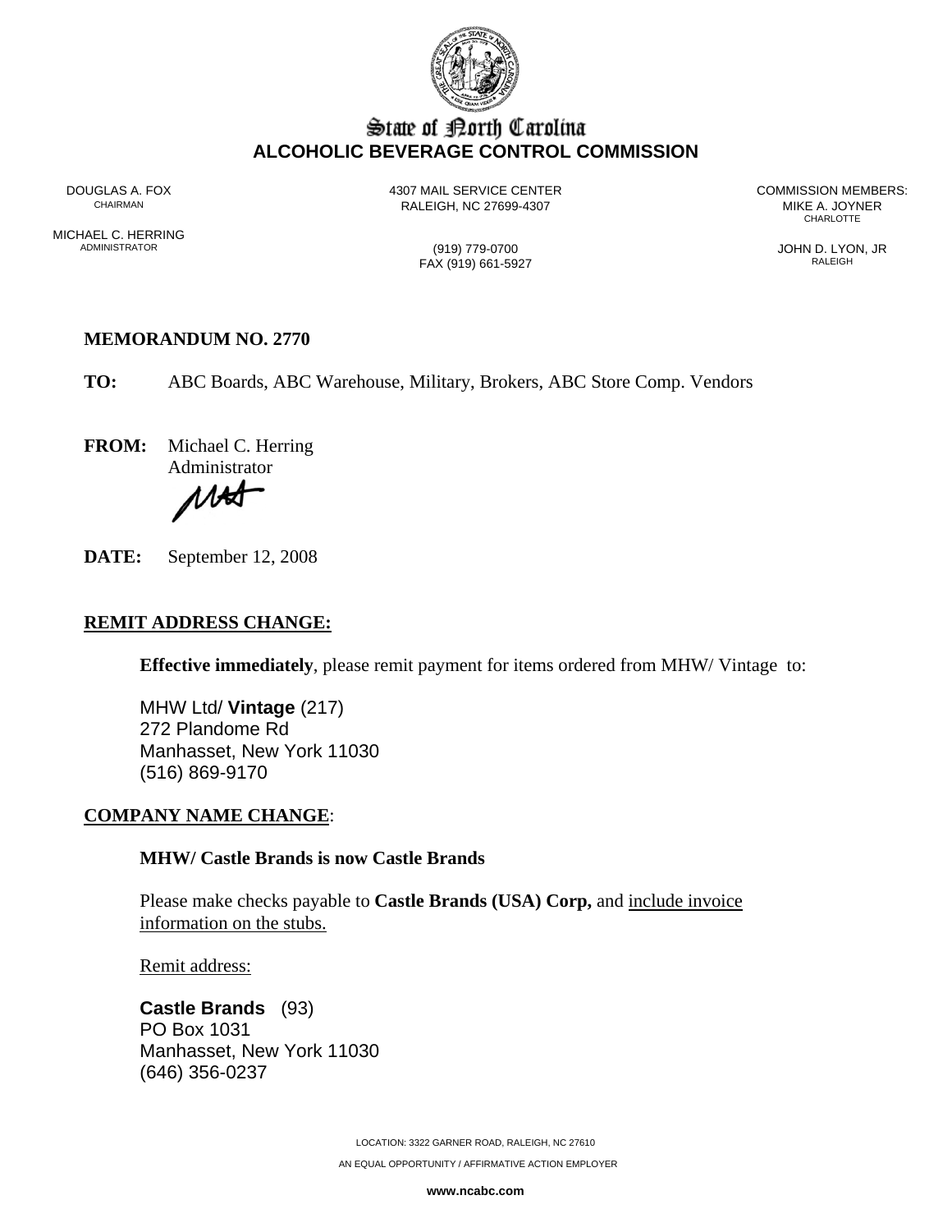# State of North Carolina
## ALCOHOLIC BEVERAGE CONTROL COMMISSION

DOUGLAS A. FOX
CHAIRMAN

MICHAEL C. HERRING
ADMINISTRATOR

4307 MAIL SERVICE CENTER
RALEIGH, NC 27699-4307

(919) 779-0700
FAX (919) 661-5927

COMMISSION MEMBERS:
MIKE A. JOYNER
CHARLOTTE

JOHN D. LYON, JR
RALEIGH

**MEMORANDUM NO. 2770**

**TO:** ABC Boards, ABC Warehouse, Military, Brokers, ABC Store Comp. Vendors

**FROM:** Michael C. Herring
Administrator

**DATE:** September 12, 2008

## REMIT ADDRESS CHANGE:

**Effective immediately**, please remit payment for items ordered from MHW/ Vintage to:

MHW Ltd/ **Vintage** (217)
272 Plandome Rd
Manhasset, New York 11030
(516) 869-9170

## COMPANY NAME CHANGE:

**MHW/ Castle Brands is now Castle Brands**

Please make checks payable to **Castle Brands (USA) Corp,** and include invoice information on the stubs.

Remit address:

**Castle Brands** (93)
PO Box 1031
Manhasset, New York 11030
(646) 356-0237

LOCATION: 3322 GARNER ROAD, RALEIGH, NC 27610

AN EQUAL OPPORTUNITY / AFFIRMATIVE ACTION EMPLOYER

**www.ncabc.com**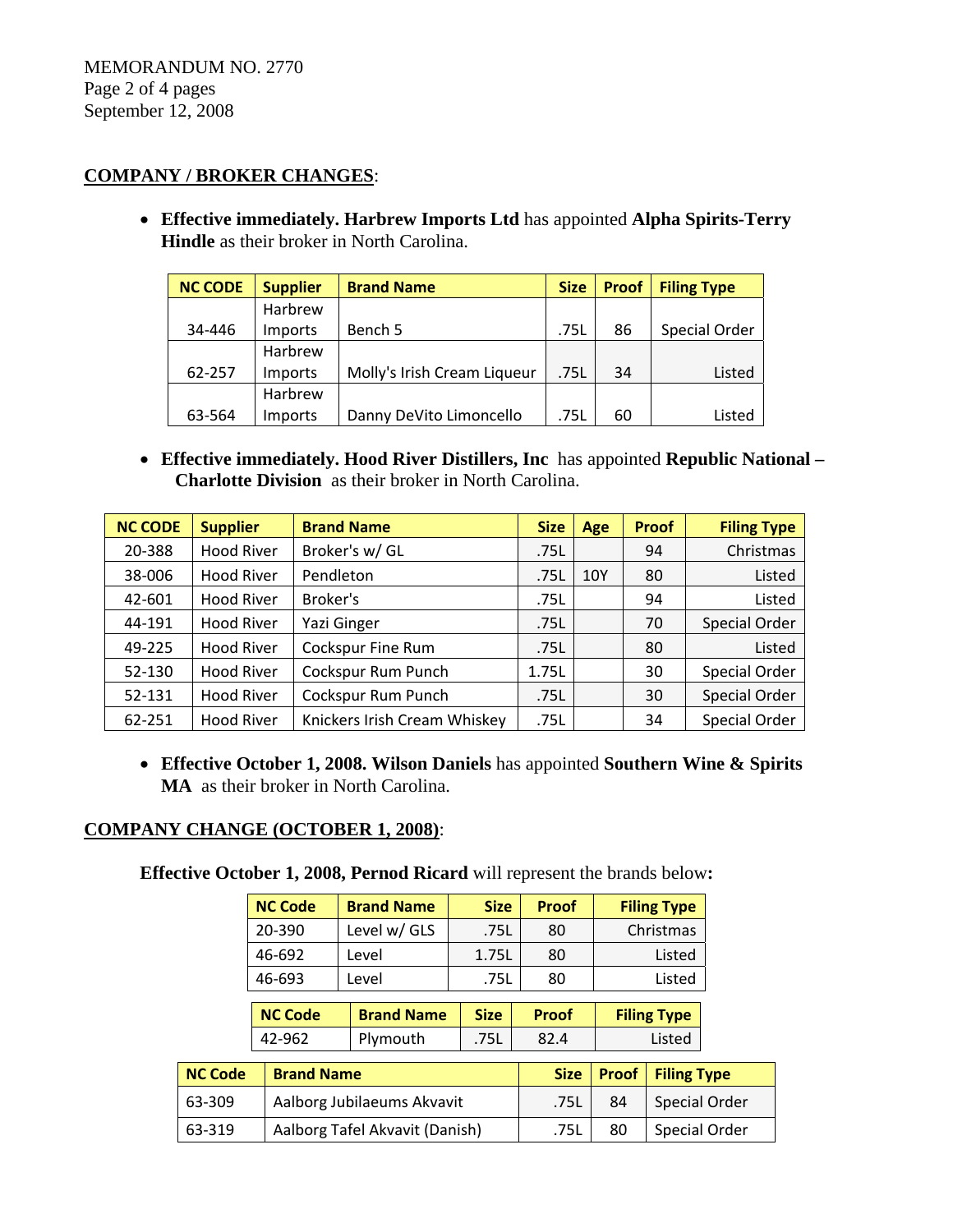## COMPANY / BROKER CHANGES:

- **Effective immediately. Harbrew Imports Ltd** has appointed **Alpha Spirits-Terry Hindle** as their broker in North Carolina.

| NC CODE | Supplier | Brand Name | Size | Proof | Filing Type |
|---|---|---|---|---|---|
| 34-446 | Harbrew Imports | Bench 5 | .75L | 86 | Special Order |
| 62-257 | Harbrew Imports | Molly's Irish Cream Liqueur | .75L | 34 | Listed |
| 63-564 | Harbrew Imports | Danny DeVito Limoncello | .75L | 60 | Listed |

- **Effective immediately. Hood River Distillers, Inc** has appointed **Republic National – Charlotte Division** as their broker in North Carolina.

| NC CODE | Supplier | Brand Name | Size | Age | Proof | Filing Type |
|---|---|---|---|---|---|---|
| 20-388 | Hood River | Broker's w/ GL | .75L | | 94 | Christmas |
| 38-006 | Hood River | Pendleton | .75L | 10Y | 80 | Listed |
| 42-601 | Hood River | Broker's | .75L | | 94 | Listed |
| 44-191 | Hood River | Yazi Ginger | .75L | | 70 | Special Order |
| 49-225 | Hood River | Cockspur Fine Rum | .75L | | 80 | Listed |
| 52-130 | Hood River | Cockspur Rum Punch | 1.75L | | 30 | Special Order |
| 52-131 | Hood River | Cockspur Rum Punch | .75L | | 30 | Special Order |
| 62-251 | Hood River | Knickers Irish Cream Whiskey | .75L | | 34 | Special Order |

- **Effective October 1, 2008. Wilson Daniels** has appointed **Southern Wine & Spirits MA** as their broker in North Carolina.

## COMPANY CHANGE (OCTOBER 1, 2008):

**Effective October 1, 2008, Pernod Ricard** will represent the brands below**:**

| NC Code | Brand Name | Size | Proof | Filing Type |
|---|---|---|---|---|
| 20-390 | Level w/ GLS | .75L | 80 | Christmas |
| 46-692 | Level | 1.75L | 80 | Listed |
| 46-693 | Level | .75L | 80 | Listed |

| NC Code | Brand Name | Size | Proof | Filing Type |
|---|---|---|---|---|
| 42-962 | Plymouth | .75L | 82.4 | Listed |

| NC Code | Brand Name | Size | Proof | Filing Type |
|---|---|---|---|---|
| 63-309 | Aalborg Jubilaeums Akvavit | .75L | 84 | Special Order |
| 63-319 | Aalborg Tafel Akvavit (Danish) | .75L | 80 | Special Order |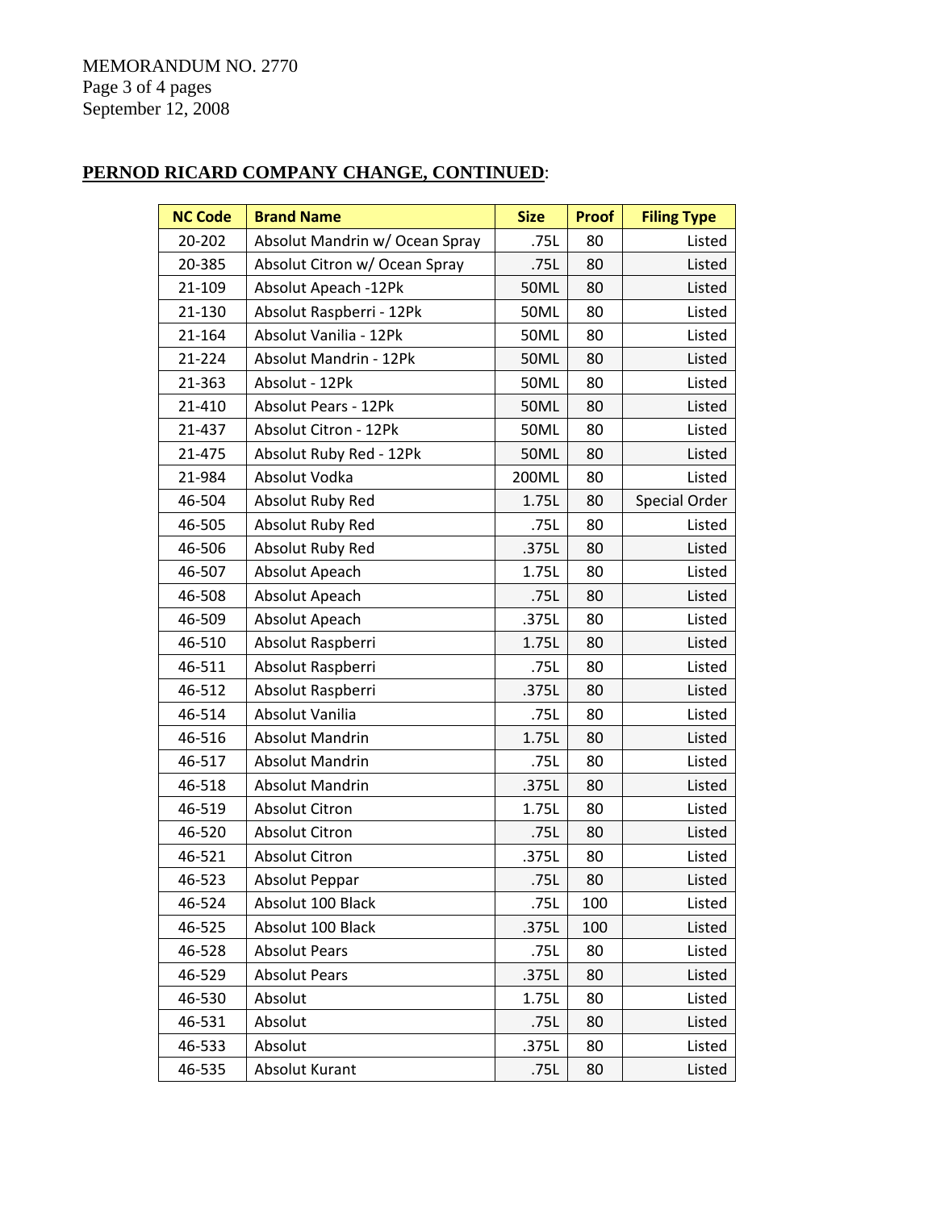MEMORANDUM NO. 2770
September 12, 2008

**PERNOD RICARD COMPANY CHANGE, CONTINUED**:

| NC Code | Brand Name | Size | Proof | Filing Type |
|---|---|---|---|---|
| 20-202 | Absolut Mandrin w/ Ocean Spray | .75L | 80 | Listed |
| 20-385 | Absolut Citron w/ Ocean Spray | .75L | 80 | Listed |
| 21-109 | Absolut Apeach -12Pk | 50ML | 80 | Listed |
| 21-130 | Absolut Raspberri - 12Pk | 50ML | 80 | Listed |
| 21-164 | Absolut Vanilia - 12Pk | 50ML | 80 | Listed |
| 21-224 | Absolut Mandrin - 12Pk | 50ML | 80 | Listed |
| 21-363 | Absolut - 12Pk | 50ML | 80 | Listed |
| 21-410 | Absolut Pears - 12Pk | 50ML | 80 | Listed |
| 21-437 | Absolut Citron - 12Pk | 50ML | 80 | Listed |
| 21-475 | Absolut Ruby Red - 12Pk | 50ML | 80 | Listed |
| 21-984 | Absolut Vodka | 200ML | 80 | Listed |
| 46-504 | Absolut Ruby Red | 1.75L | 80 | Special Order |
| 46-505 | Absolut Ruby Red | .75L | 80 | Listed |
| 46-506 | Absolut Ruby Red | .375L | 80 | Listed |
| 46-507 | Absolut Apeach | 1.75L | 80 | Listed |
| 46-508 | Absolut Apeach | .75L | 80 | Listed |
| 46-509 | Absolut Apeach | .375L | 80 | Listed |
| 46-510 | Absolut Raspberri | 1.75L | 80 | Listed |
| 46-511 | Absolut Raspberri | .75L | 80 | Listed |
| 46-512 | Absolut Raspberri | .375L | 80 | Listed |
| 46-514 | Absolut Vanilia | .75L | 80 | Listed |
| 46-516 | Absolut Mandrin | 1.75L | 80 | Listed |
| 46-517 | Absolut Mandrin | .75L | 80 | Listed |
| 46-518 | Absolut Mandrin | .375L | 80 | Listed |
| 46-519 | Absolut Citron | 1.75L | 80 | Listed |
| 46-520 | Absolut Citron | .75L | 80 | Listed |
| 46-521 | Absolut Citron | .375L | 80 | Listed |
| 46-523 | Absolut Peppar | .75L | 80 | Listed |
| 46-524 | Absolut 100 Black | .75L | 100 | Listed |
| 46-525 | Absolut 100 Black | .375L | 100 | Listed |
| 46-528 | Absolut Pears | .75L | 80 | Listed |
| 46-529 | Absolut Pears | .375L | 80 | Listed |
| 46-530 | Absolut | 1.75L | 80 | Listed |
| 46-531 | Absolut | .75L | 80 | Listed |
| 46-533 | Absolut | .375L | 80 | Listed |
| 46-535 | Absolut Kurant | .75L | 80 | Listed |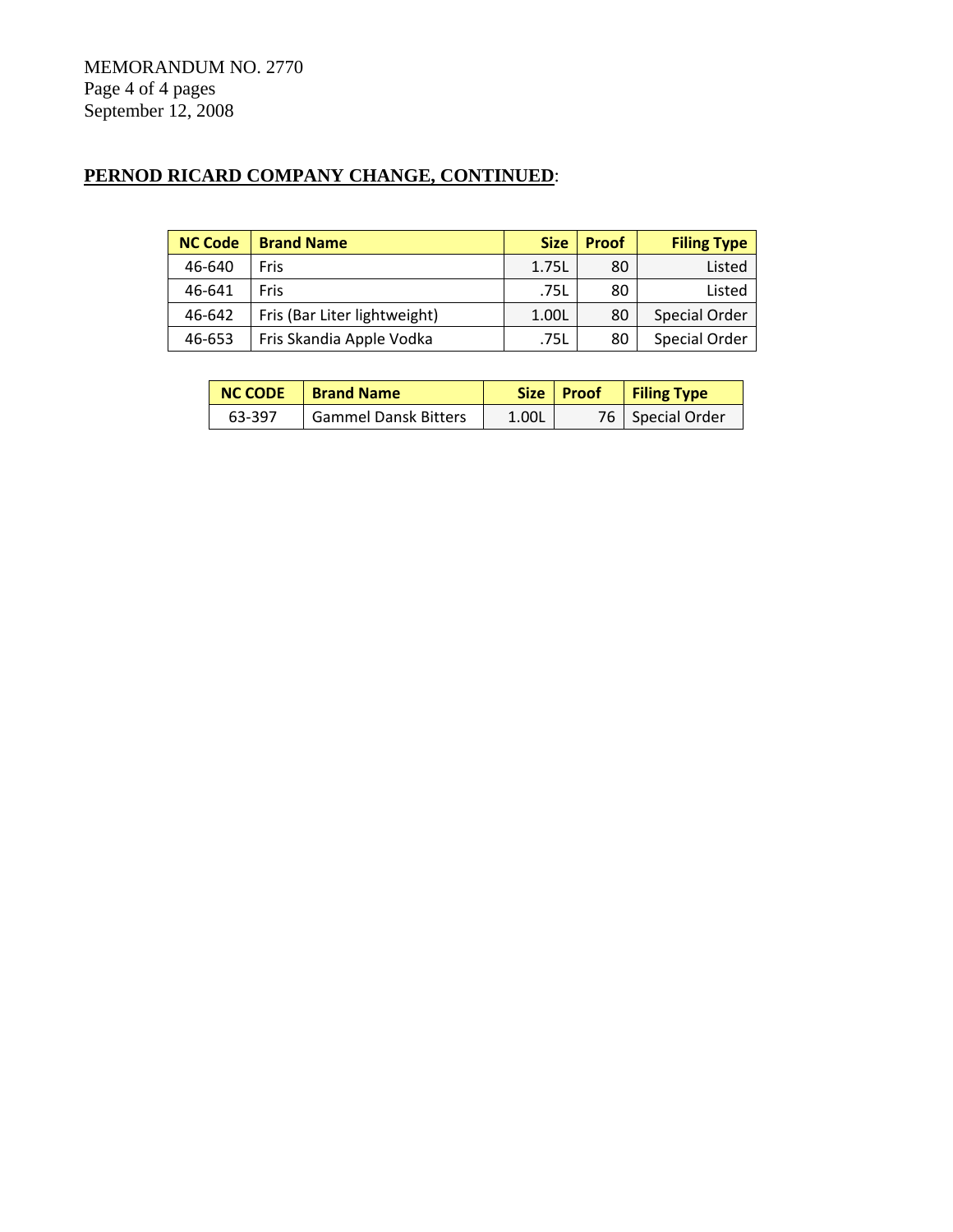MEMORANDUM NO. 2770
Page 4 of 4 pages
September 12, 2008

**PERNOD RICARD COMPANY CHANGE, CONTINUED**:

| NC Code | Brand Name | Size | Proof | Filing Type |
|---|---|---|---|---|
| 46-640 | Fris | 1.75L | 80 | Listed |
| 46-641 | Fris | .75L | 80 | Listed |
| 46-642 | Fris (Bar Liter lightweight) | 1.00L | 80 | Special Order |
| 46-653 | Fris Skandia Apple Vodka | .75L | 80 | Special Order |

| NC CODE | Brand Name | Size | Proof | Filing Type |
|---|---|---|---|---|
| 63-397 | Gammel Dansk Bitters | 1.00L | 76 | Special Order |